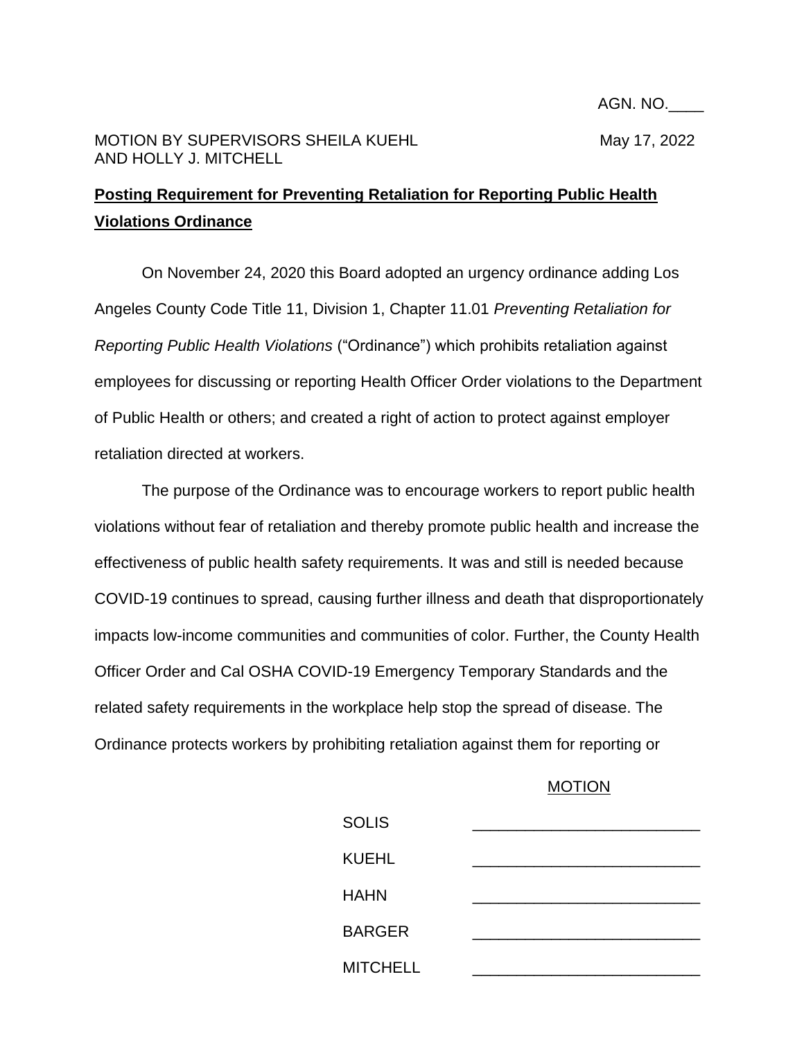AGN. NO.____

MOTION BY SUPERVISORS SHEILA KUEHL AND HOLLY J. MITCHELL

May 17, 2022

**Posting Requirement for Preventing Retaliation for Reporting Public Health Violations Ordinance**

On November 24, 2020 this Board adopted an urgency ordinance adding Los Angeles County Code Title 11, Division 1, Chapter 11.01 *Preventing Retaliation for Reporting Public Health Violations* ("Ordinance") which prohibits retaliation against employees for discussing or reporting Health Officer Order violations to the Department of Public Health or others; and created a right of action to protect against employer retaliation directed at workers.

The purpose of the Ordinance was to encourage workers to report public health violations without fear of retaliation and thereby promote public health and increase the effectiveness of public health safety requirements. It was and still is needed because COVID-19 continues to spread, causing further illness and death that disproportionately impacts low-income communities and communities of color. Further, the County Health Officer Order and Cal OSHA COVID-19 Emergency Temporary Standards and the related safety requirements in the workplace help stop the spread of disease. The Ordinance protects workers by prohibiting retaliation against them for reporting or

MOTION

| | |
|---|---|
| SOLIS | ____________________ |
| KUEHL | ____________________ |
| HAHN | ____________________ |
| BARGER | ____________________ |
| MITCHELL | ____________________ |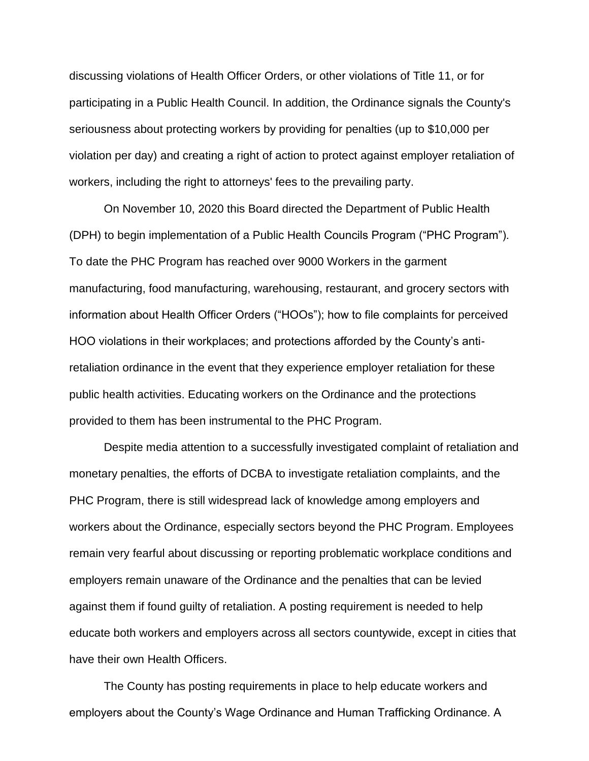discussing violations of Health Officer Orders, or other violations of Title 11, or for participating in a Public Health Council. In addition, the Ordinance signals the County's seriousness about protecting workers by providing for penalties (up to $10,000 per violation per day) and creating a right of action to protect against employer retaliation of workers, including the right to attorneys' fees to the prevailing party.

On November 10, 2020 this Board directed the Department of Public Health (DPH) to begin implementation of a Public Health Councils Program ("PHC Program"). To date the PHC Program has reached over 9000 Workers in the garment manufacturing, food manufacturing, warehousing, restaurant, and grocery sectors with information about Health Officer Orders ("HOOs"); how to file complaints for perceived HOO violations in their workplaces; and protections afforded by the County's anti-retaliation ordinance in the event that they experience employer retaliation for these public health activities. Educating workers on the Ordinance and the protections provided to them has been instrumental to the PHC Program.

Despite media attention to a successfully investigated complaint of retaliation and monetary penalties, the efforts of DCBA to investigate retaliation complaints, and the PHC Program, there is still widespread lack of knowledge among employers and workers about the Ordinance, especially sectors beyond the PHC Program. Employees remain very fearful about discussing or reporting problematic workplace conditions and employers remain unaware of the Ordinance and the penalties that can be levied against them if found guilty of retaliation. A posting requirement is needed to help educate both workers and employers across all sectors countywide, except in cities that have their own Health Officers.

The County has posting requirements in place to help educate workers and employers about the County's Wage Ordinance and Human Trafficking Ordinance. A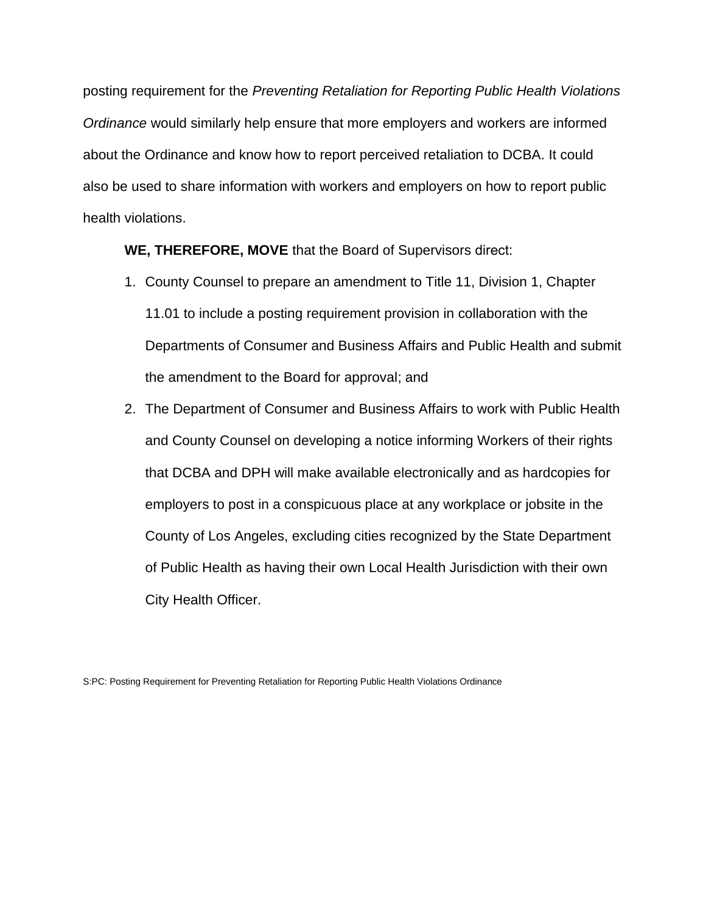posting requirement for the *Preventing Retaliation for Reporting Public Health Violations Ordinance* would similarly help ensure that more employers and workers are informed about the Ordinance and know how to report perceived retaliation to DCBA. It could also be used to share information with workers and employers on how to report public health violations.

**WE, THEREFORE, MOVE** that the Board of Supervisors direct:

1. County Counsel to prepare an amendment to Title 11, Division 1, Chapter 11.01 to include a posting requirement provision in collaboration with the Departments of Consumer and Business Affairs and Public Health and submit the amendment to the Board for approval; and
2. The Department of Consumer and Business Affairs to work with Public Health and County Counsel on developing a notice informing Workers of their rights that DCBA and DPH will make available electronically and as hardcopies for employers to post in a conspicuous place at any workplace or jobsite in the County of Los Angeles, excluding cities recognized by the State Department of Public Health as having their own Local Health Jurisdiction with their own City Health Officer.

S:PC: Posting Requirement for Preventing Retaliation for Reporting Public Health Violations Ordinance